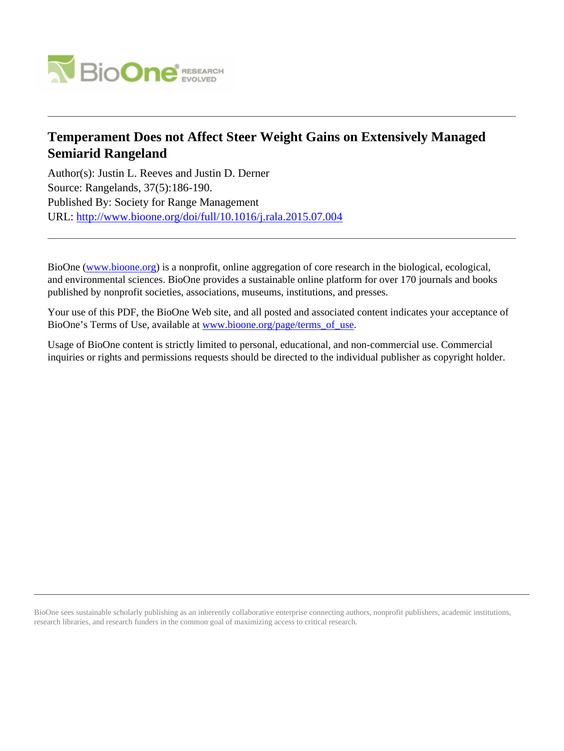# Temperament Does not Affect Steer Weight Gains on Extensively Managed Semiarid Rangeland

Author(s): Justin L. Reeves and Justin D. Derner

Source: Rangelands, 37(5):186-190.

Published By: Society for Range Management

URL: http://www.bioone.org/doi/full/10.1016/j.rala.2015.07.004

---

BioOne (www.bioone.org) is a nonprofit, online aggregation of core research in the biological, ecological, and environmental sciences. BioOne provides a sustainable online platform for over 170 journals and books published by nonprofit societies, associations, museums, institutions, and presses.

Your use of this PDF, the BioOne Web site, and all posted and associated content indicates your acceptance of BioOne's Terms of Use, available at www.bioone.org/page/terms_of_use.

Usage of BioOne content is strictly limited to personal, educational, and non-commercial use. Commercial inquiries or rights and permissions requests should be directed to the individual publisher as copyright holder.

---

BioOne sees sustainable scholarly publishing as an inherently collaborative enterprise connecting authors, nonprofit publishers, academic institutions, research libraries, and research funders in the common goal of maximizing access to critical research.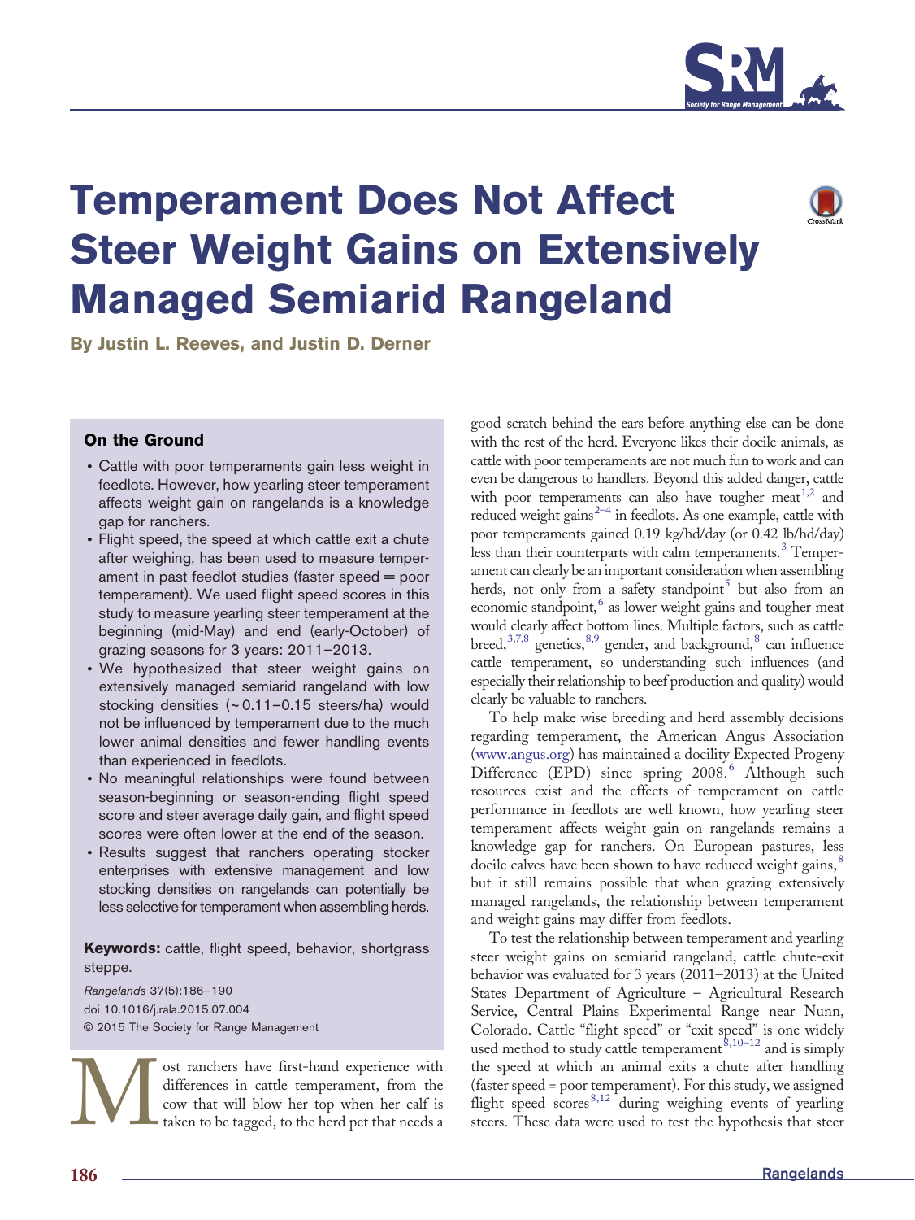# Temperament Does Not Affect Steer Weight Gains on Extensively Managed Semiarid Rangeland

**By Justin L. Reeves, and Justin D. Derner**

## On the Ground

- Cattle with poor temperaments gain less weight in feedlots. However, how yearling steer temperament affects weight gain on rangelands is a knowledge gap for ranchers.
- Flight speed, the speed at which cattle exit a chute after weighing, has been used to measure temperament in past feedlot studies (faster speed = poor temperament). We used flight speed scores in this study to measure yearling steer temperament at the beginning (mid-May) and end (early-October) of grazing seasons for 3 years: 2011–2013.
- We hypothesized that steer weight gains on extensively managed semiarid rangeland with low stocking densities (~ 0.11–0.15 steers/ha) would not be influenced by temperament due to the much lower animal densities and fewer handling events than experienced in feedlots.
- No meaningful relationships were found between season-beginning or season-ending flight speed score and steer average daily gain, and flight speed scores were often lower at the end of the season.
- Results suggest that ranchers operating stocker enterprises with extensive management and low stocking densities on rangelands can potentially be less selective for temperament when assembling herds.

**Keywords:** cattle, flight speed, behavior, shortgrass steppe.

*Rangelands* 37(5):186–190
doi 10.1016/j.rala.2015.07.004
© 2015 The Society for Range Management

Most ranchers have first-hand experience with differences in cattle temperament, from the cow that will blow her top when her calf is taken to be tagged, to the herd pet that needs a good scratch behind the ears before anything else can be done with the rest of the herd. Everyone likes their docile animals, as cattle with poor temperaments are not much fun to work and can even be dangerous to handlers. Beyond this added danger, cattle with poor temperaments can also have tougher meat[1,2] and reduced weight gains[2–4] in feedlots. As one example, cattle with poor temperaments gained 0.19 kg/hd/day (or 0.42 lb/hd/day) less than their counterparts with calm temperaments.[3] Temperament can clearly be an important consideration when assembling herds, not only from a safety standpoint[5] but also from an economic standpoint,[6] as lower weight gains and tougher meat would clearly affect bottom lines. Multiple factors, such as cattle breed,[3,7,8] genetics,[8,9] gender, and background,[8] can influence cattle temperament, so understanding such influences (and especially their relationship to beef production and quality) would clearly be valuable to ranchers.

To help make wise breeding and herd assembly decisions regarding temperament, the American Angus Association (www.angus.org) has maintained a docility Expected Progeny Difference (EPD) since spring 2008.[6] Although such resources exist and the effects of temperament on cattle performance in feedlots are well known, how yearling steer temperament affects weight gain on rangelands remains a knowledge gap for ranchers. On European pastures, less docile calves have been shown to have reduced weight gains,[8] but it still remains possible that when grazing extensively managed rangelands, the relationship between temperament and weight gains may differ from feedlots.

To test the relationship between temperament and yearling steer weight gains on semiarid rangeland, cattle chute-exit behavior was evaluated for 3 years (2011–2013) at the United States Department of Agriculture – Agricultural Research Service, Central Plains Experimental Range near Nunn, Colorado. Cattle "flight speed" or "exit speed" is one widely used method to study cattle temperament[8,10–12] and is simply the speed at which an animal exits a chute after handling (faster speed = poor temperament). For this study, we assigned flight speed scores[8,12] during weighing events of yearling steers. These data were used to test the hypothesis that steer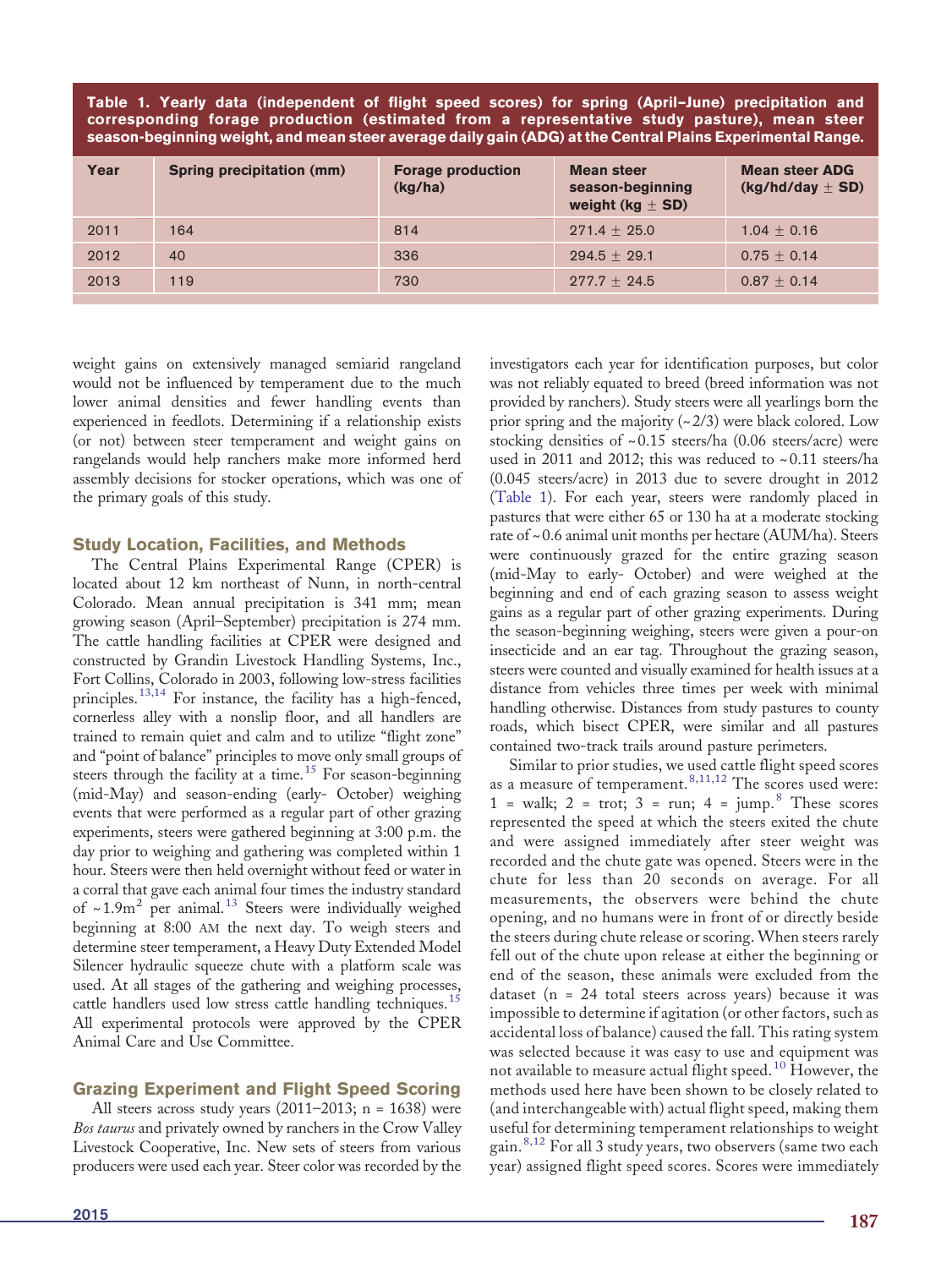**Table 1. Yearly data (independent of flight speed scores) for spring (April–June) precipitation and corresponding forage production (estimated from a representative study pasture), mean steer season-beginning weight, and mean steer average daily gain (ADG) at the Central Plains Experimental Range.**

| Year | Spring precipitation (mm) | Forage production (kg/ha) | Mean steer season-beginning weight (kg ± SD) | Mean steer ADG (kg/hd/day ± SD) |
|---|---|---|---|---|
| 2011 | 164 | 814 | 271.4 ± 25.0 | 1.04 ± 0.16 |
| 2012 | 40 | 336 | 294.5 ± 29.1 | 0.75 ± 0.14 |
| 2013 | 119 | 730 | 277.7 ± 24.5 | 0.87 ± 0.14 |

weight gains on extensively managed semiarid rangeland would not be influenced by temperament due to the much lower animal densities and fewer handling events than experienced in feedlots. Determining if a relationship exists (or not) between steer temperament and weight gains on rangelands would help ranchers make more informed herd assembly decisions for stocker operations, which was one of the primary goals of this study.

## Study Location, Facilities, and Methods

The Central Plains Experimental Range (CPER) is located about 12 km northeast of Nunn, in north-central Colorado. Mean annual precipitation is 341 mm; mean growing season (April–September) precipitation is 274 mm. The cattle handling facilities at CPER were designed and constructed by Grandin Livestock Handling Systems, Inc., Fort Collins, Colorado in 2003, following low-stress facilities principles.[13,14] For instance, the facility has a high-fenced, cornerless alley with a nonslip floor, and all handlers are trained to remain quiet and calm and to utilize "flight zone" and "point of balance" principles to move only small groups of steers through the facility at a time.[15] For season-beginning (mid-May) and season-ending (early- October) weighing events that were performed as a regular part of other grazing experiments, steers were gathered beginning at 3:00 p.m. the day prior to weighing and gathering was completed within 1 hour. Steers were then held overnight without feed or water in a corral that gave each animal four times the industry standard of ~1.9m$^2$ per animal.[13] Steers were individually weighed beginning at 8:00 AM the next day. To weigh steers and determine steer temperament, a Heavy Duty Extended Model Silencer hydraulic squeeze chute with a platform scale was used. At all stages of the gathering and weighing processes, cattle handlers used low stress cattle handling techniques.[15] All experimental protocols were approved by the CPER Animal Care and Use Committee.

## Grazing Experiment and Flight Speed Scoring

All steers across study years (2011–2013; n = 1638) were *Bos taurus* and privately owned by ranchers in the Crow Valley Livestock Cooperative, Inc. New sets of steers from various producers were used each year. Steer color was recorded by the investigators each year for identification purposes, but color was not reliably equated to breed (breed information was not provided by ranchers). Study steers were all yearlings born the prior spring and the majority (~2/3) were black colored. Low stocking densities of ~0.15 steers/ha (0.06 steers/acre) were used in 2011 and 2012; this was reduced to ~0.11 steers/ha (0.045 steers/acre) in 2013 due to severe drought in 2012 (Table 1). For each year, steers were randomly placed in pastures that were either 65 or 130 ha at a moderate stocking rate of ~0.6 animal unit months per hectare (AUM/ha). Steers were continuously grazed for the entire grazing season (mid-May to early- October) and were weighed at the beginning and end of each grazing season to assess weight gains as a regular part of other grazing experiments. During the season-beginning weighing, steers were given a pour-on insecticide and an ear tag. Throughout the grazing season, steers were counted and visually examined for health issues at a distance from vehicles three times per week with minimal handling otherwise. Distances from study pastures to county roads, which bisect CPER, were similar and all pastures contained two-track trails around pasture perimeters.

Similar to prior studies, we used cattle flight speed scores as a measure of temperament.[8,11,12] The scores used were: 1 = walk; 2 = trot; 3 = run; 4 = jump.[8] These scores represented the speed at which the steers exited the chute and were assigned immediately after steer weight was recorded and the chute gate was opened. Steers were in the chute for less than 20 seconds on average. For all measurements, the observers were behind the chute opening, and no humans were in front of or directly beside the steers during chute release or scoring. When steers rarely fell out of the chute upon release at either the beginning or end of the season, these animals were excluded from the dataset (n = 24 total steers across years) because it was impossible to determine if agitation (or other factors, such as accidental loss of balance) caused the fall. This rating system was selected because it was easy to use and equipment was not available to measure actual flight speed.[10] However, the methods used here have been shown to be closely related to (and interchangeable with) actual flight speed, making them useful for determining temperament relationships to weight gain.[8,12] For all 3 study years, two observers (same two each year) assigned flight speed scores. Scores were immediately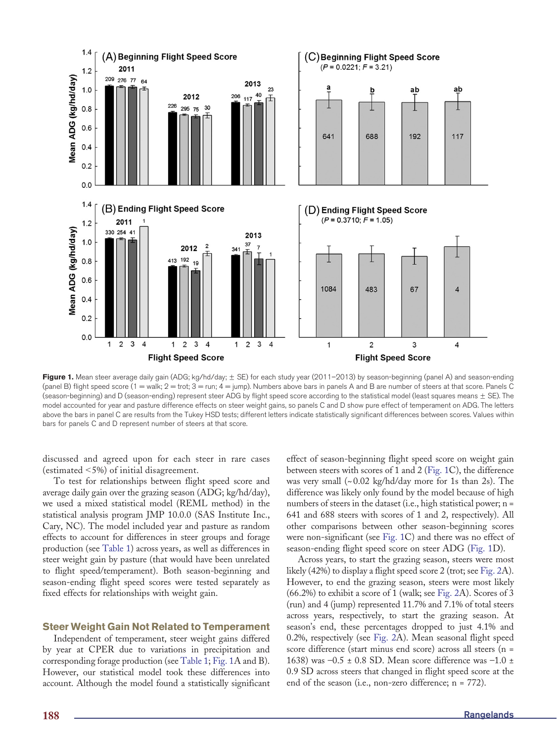**Figure 1.** Mean steer average daily gain (ADG; kg/hd/day; ± SE) for each study year (2011–2013) by season-beginning (panel A) and season-ending (panel B) flight speed score (1 = walk; 2 = trot; 3 = run; 4 = jump). Numbers above bars in panels A and B are number of steers at that score. Panels C (season-beginning) and D (season-ending) represent steer ADG by flight speed score according to the statistical model (least squares means ± SE). The model accounted for year and pasture difference effects on steer weight gains, so panels C and D show pure effect of temperament on ADG. The letters above the bars in panel C are results from the Tukey HSD tests; different letters indicate statistically significant differences between scores. Values within bars for panels C and D represent number of steers at that score.

discussed and agreed upon for each steer in rare cases (estimated <5%) of initial disagreement.

To test for relationships between flight speed score and average daily gain over the grazing season (ADG; kg/hd/day), we used a mixed statistical model (REML method) in the statistical analysis program JMP 10.0.0 (SAS Institute Inc., Cary, NC). The model included year and pasture as random effects to account for differences in steer groups and forage production (see Table 1) across years, as well as differences in steer weight gain by pasture (that would have been unrelated to flight speed/temperament). Both season-beginning and season-ending flight speed scores were tested separately as fixed effects for relationships with weight gain.

## Steer Weight Gain Not Related to Temperament

Independent of temperament, steer weight gains differed by year at CPER due to variations in precipitation and corresponding forage production (see Table 1; Fig. 1A and B). However, our statistical model took these differences into account. Although the model found a statistically significant effect of season-beginning flight speed score on weight gain between steers with scores of 1 and 2 (Fig. 1C), the difference was very small (~0.02 kg/hd/day more for 1s than 2s). The difference was likely only found by the model because of high numbers of steers in the dataset (i.e., high statistical power; n = 641 and 688 steers with scores of 1 and 2, respectively). All other comparisons between other season-beginning scores were non-significant (see Fig. 1C) and there was no effect of season-ending flight speed score on steer ADG (Fig. 1D).

Across years, to start the grazing season, steers were most likely (42%) to display a flight speed score 2 (trot; see Fig. 2A). However, to end the grazing season, steers were most likely (66.2%) to exhibit a score of 1 (walk; see Fig. 2A). Scores of 3 (run) and 4 (jump) represented 11.7% and 7.1% of total steers across years, respectively, to start the grazing season. At season's end, these percentages dropped to just 4.1% and 0.2%, respectively (see Fig. 2A). Mean seasonal flight speed score difference (start minus end score) across all steers (n = 1638) was −0.5 ± 0.8 SD. Mean score difference was −1.0 ± 0.9 SD across steers that changed in flight speed score at the end of the season (i.e., non-zero difference; n = 772).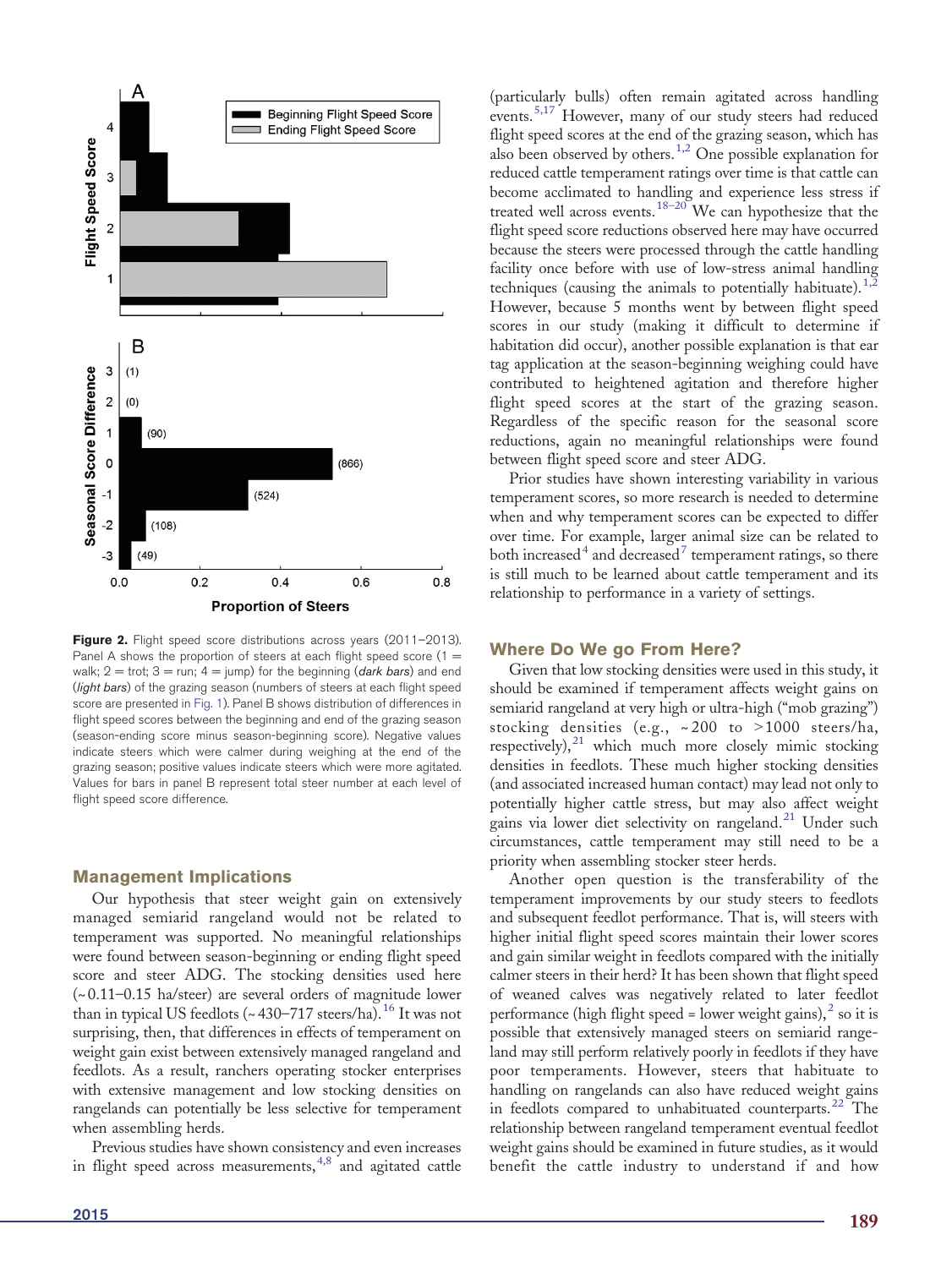Figure 2. Flight speed score distributions across years (2011–2013). Panel A shows the proportion of steers at each flight speed score (1 = walk; 2 = trot; 3 = run; 4 = jump) for the beginning (*dark bars*) and end (*light bars*) of the grazing season (numbers of steers at each flight speed score are presented in Fig. 1). Panel B shows distribution of differences in flight speed scores between the beginning and end of the grazing season (season-ending score minus season-beginning score). Negative values indicate steers which were calmer during weighing at the end of the grazing season; positive values indicate steers which were more agitated. Values for bars in panel B represent total steer number at each level of flight speed score difference.

## Management Implications

Our hypothesis that steer weight gain on extensively managed semiarid rangeland would not be related to temperament was supported. No meaningful relationships were found between season-beginning or ending flight speed score and steer ADG. The stocking densities used here (~ 0.11–0.15 ha/steer) are several orders of magnitude lower than in typical US feedlots (~ 430–717 steers/ha).[16] It was not surprising, then, that differences in effects of temperament on weight gain exist between extensively managed rangeland and feedlots. As a result, ranchers operating stocker enterprises with extensive management and low stocking densities on rangelands can potentially be less selective for temperament when assembling herds.

Previous studies have shown consistency and even increases in flight speed across measurements,[4,8] and agitated cattle (particularly bulls) often remain agitated across handling events.[5,17] However, many of our study steers had reduced flight speed scores at the end of the grazing season, which has also been observed by others.[1,2] One possible explanation for reduced cattle temperament ratings over time is that cattle can become acclimated to handling and experience less stress if treated well across events.[18–20] We can hypothesize that the flight speed score reductions observed here may have occurred because the steers were processed through the cattle handling facility once before with use of low-stress animal handling techniques (causing the animals to potentially habituate).[1,2] However, because 5 months went by between flight speed scores in our study (making it difficult to determine if habitation did occur), another possible explanation is that ear tag application at the season-beginning weighing could have contributed to heightened agitation and therefore higher flight speed scores at the start of the grazing season. Regardless of the specific reason for the seasonal score reductions, again no meaningful relationships were found between flight speed score and steer ADG.

Prior studies have shown interesting variability in various temperament scores, so more research is needed to determine when and why temperament scores can be expected to differ over time. For example, larger animal size can be related to both increased[4] and decreased[7] temperament ratings, so there is still much to be learned about cattle temperament and its relationship to performance in a variety of settings.

## Where Do We go From Here?

Given that low stocking densities were used in this study, it should be examined if temperament affects weight gains on semiarid rangeland at very high or ultra-high ("mob grazing") stocking densities (e.g., ~ 200 to > 1000 steers/ha, respectively),[21] which much more closely mimic stocking densities in feedlots. These much higher stocking densities (and associated increased human contact) may lead not only to potentially higher cattle stress, but may also affect weight gains via lower diet selectivity on rangeland.[21] Under such circumstances, cattle temperament may still need to be a priority when assembling stocker steer herds.

Another open question is the transferability of the temperament improvements by our study steers to feedlots and subsequent feedlot performance. That is, will steers with higher initial flight speed scores maintain their lower scores and gain similar weight in feedlots compared with the initially calmer steers in their herd? It has been shown that flight speed of weaned calves was negatively related to later feedlot performance (high flight speed = lower weight gains),[2] so it is possible that extensively managed steers on semiarid rangeland may still perform relatively poorly in feedlots if they have poor temperaments. However, steers that habituate to handling on rangelands can also have reduced weight gains in feedlots compared to unhabituated counterparts.[22] The relationship between rangeland temperament eventual feedlot weight gains should be examined in future studies, as it would benefit the cattle industry to understand if and how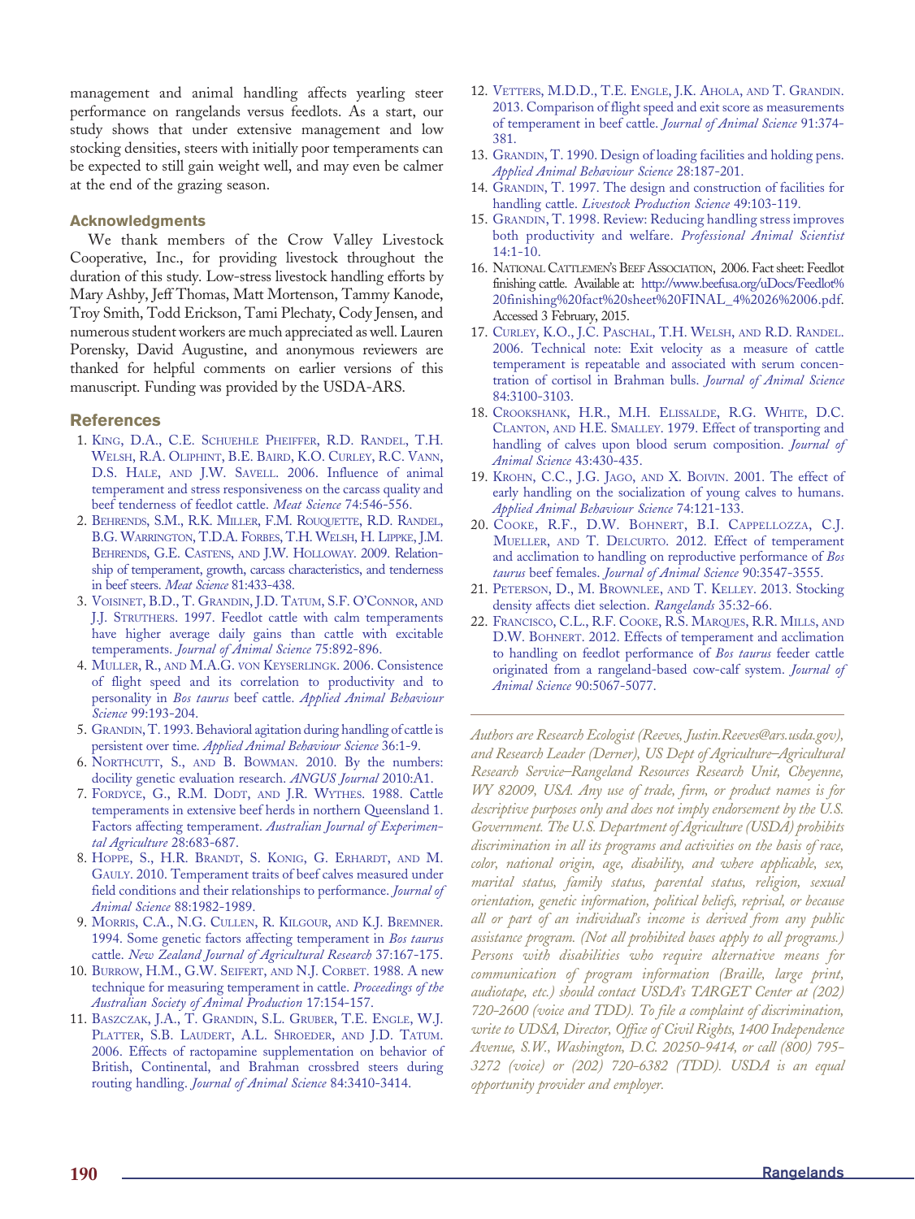management and animal handling affects yearling steer performance on rangelands versus feedlots. As a start, our study shows that under extensive management and low stocking densities, steers with initially poor temperaments can be expected to still gain weight well, and may even be calmer at the end of the grazing season.

## Acknowledgments

We thank members of the Crow Valley Livestock Cooperative, Inc., for providing livestock throughout the duration of this study. Low-stress livestock handling efforts by Mary Ashby, Jeff Thomas, Matt Mortenson, Tammy Kanode, Troy Smith, Todd Erickson, Tami Plechaty, Cody Jensen, and numerous student workers are much appreciated as well. Lauren Porensky, David Augustine, and anonymous reviewers are thanked for helpful comments on earlier versions of this manuscript. Funding was provided by the USDA-ARS.

## References

1. King, D.A., C.E. Schuehle Pheiffer, R.D. Randel, T.H. Welsh, R.A. Oliphint, B.E. Baird, K.O. Curley, R.C. Vann, D.S. Hale, and J.W. Savell. 2006. Influence of animal temperament and stress responsiveness on the carcass quality and beef tenderness of feedlot cattle. *Meat Science* 74:546-556.
2. Behrends, S.M., R.K. Miller, F.M. Rouquette, R.D. Randel, B.G. Warrington, T.D.A. Forbes, T.H. Welsh, H. Lippke, J.M. Behrends, G.E. Castens, and J.W. Holloway. 2009. Relationship of temperament, growth, carcass characteristics, and tenderness in beef steers. *Meat Science* 81:433-438.
3. Voisinet, B.D., T. Grandin, J.D. Tatum, S.F. O'Connor, and J.J. Struthers. 1997. Feedlot cattle with calm temperaments have higher average daily gains than cattle with excitable temperaments. *Journal of Animal Science* 75:892-896.
4. Muller, R., and M.A.G. von Keyserlingk. 2006. Consistence of flight speed and its correlation to productivity and to personality in *Bos taurus* beef cattle. *Applied Animal Behaviour Science* 99:193-204.
5. Grandin, T. 1993. Behavioral agitation during handling of cattle is persistent over time. *Applied Animal Behaviour Science* 36:1-9.
6. Northcutt, S., and B. Bowman. 2010. By the numbers: docility genetic evaluation research. *ANGUS Journal* 2010:A1.
7. Fordyce, G., R.M. Dodt, and J.R. Wythes. 1988. Cattle temperaments in extensive beef herds in northern Queensland 1. Factors affecting temperament. *Australian Journal of Experimental Agriculture* 28:683-687.
8. Hoppe, S., H.R. Brandt, S. Konig, G. Erhardt, and M. Gauly. 2010. Temperament traits of beef calves measured under field conditions and their relationships to performance. *Journal of Animal Science* 88:1982-1989.
9. Morris, C.A., N.G. Cullen, R. Kilgour, and K.J. Bremner. 1994. Some genetic factors affecting temperament in *Bos taurus* cattle. *New Zealand Journal of Agricultural Research* 37:167-175.
10. Burrow, H.M., G.W. Seifert, and N.J. Corbet. 1988. A new technique for measuring temperament in cattle. *Proceedings of the Australian Society of Animal Production* 17:154-157.
11. Baszczak, J.A., T. Grandin, S.L. Gruber, T.E. Engle, W.J. Platter, S.B. Laudert, A.L. Shroeder, and J.D. Tatum. 2006. Effects of ractopamine supplementation on behavior of British, Continental, and Brahman crossbred steers during routing handling. *Journal of Animal Science* 84:3410-3414.
12. Vetters, M.D.D., T.E. Engle, J.K. Ahola, and T. Grandin. 2013. Comparison of flight speed and exit score as measurements of temperament in beef cattle. *Journal of Animal Science* 91:374-381.
13. Grandin, T. 1990. Design of loading facilities and holding pens. *Applied Animal Behaviour Science* 28:187-201.
14. Grandin, T. 1997. The design and construction of facilities for handling cattle. *Livestock Production Science* 49:103-119.
15. Grandin, T. 1998. Review: Reducing handling stress improves both productivity and welfare. *Professional Animal Scientist* 14:1-10.
16. National Cattlemen's Beef Association, 2006. Fact sheet: Feedlot finishing cattle. Available at: http://www.beefusa.org/uDocs/Feedlot%20finishing%20fact%20sheet%20FINAL_4%2026%2006.pdf. Accessed 3 February, 2015.
17. Curley, K.O., J.C. Paschal, T.H. Welsh, and R.D. Randel. 2006. Technical note: Exit velocity as a measure of cattle temperament is repeatable and associated with serum concentration of cortisol in Brahman bulls. *Journal of Animal Science* 84:3100-3103.
18. Crookshank, H.R., M.H. Elissalde, R.G. White, D.C. Clanton, and H.E. Smalley. 1979. Effect of transporting and handling of calves upon blood serum composition. *Journal of Animal Science* 43:430-435.
19. Krohn, C.C., J.G. Jago, and X. Boivin. 2001. The effect of early handling on the socialization of young calves to humans. *Applied Animal Behaviour Science* 74:121-133.
20. Cooke, R.F., D.W. Bohnert, B.I. Cappellozza, C.J. Mueller, and T. Delcurto. 2012. Effect of temperament and acclimation to handling on reproductive performance of *Bos taurus* beef females. *Journal of Animal Science* 90:3547-3555.
21. Peterson, D., M. Brownlee, and T. Kelley. 2013. Stocking density affects diet selection. *Rangelands* 35:32-66.
22. Francisco, C.L., R.F. Cooke, R.S. Marques, R.R. Mills, and D.W. Bohnert. 2012. Effects of temperament and acclimation to handling on feedlot performance of *Bos taurus* feeder cattle originated from a rangeland-based cow-calf system. *Journal of Animal Science* 90:5067-5077.

---

*Authors are Research Ecologist (Reeves, Justin.Reeves@ars.usda.gov), and Research Leader (Derner), US Dept of Agriculture–Agricultural Research Service–Rangeland Resources Research Unit, Cheyenne, WY 82009, USA. Any use of trade, firm, or product names is for descriptive purposes only and does not imply endorsement by the U.S. Government. The U.S. Department of Agriculture (USDA) prohibits discrimination in all its programs and activities on the basis of race, color, national origin, age, disability, and where applicable, sex, marital status, family status, parental status, religion, sexual orientation, genetic information, political beliefs, reprisal, or because all or part of an individual's income is derived from any public assistance program. (Not all prohibited bases apply to all programs.) Persons with disabilities who require alternative means for communication of program information (Braille, large print, audiotape, etc.) should contact USDA's TARGET Center at (202) 720-2600 (voice and TDD). To file a complaint of discrimination, write to USDA, Director, Office of Civil Rights, 1400 Independence Avenue, S.W., Washington, D.C. 20250-9414, or call (800) 795-3272 (voice) or (202) 720-6382 (TDD). USDA is an equal opportunity provider and employer.*